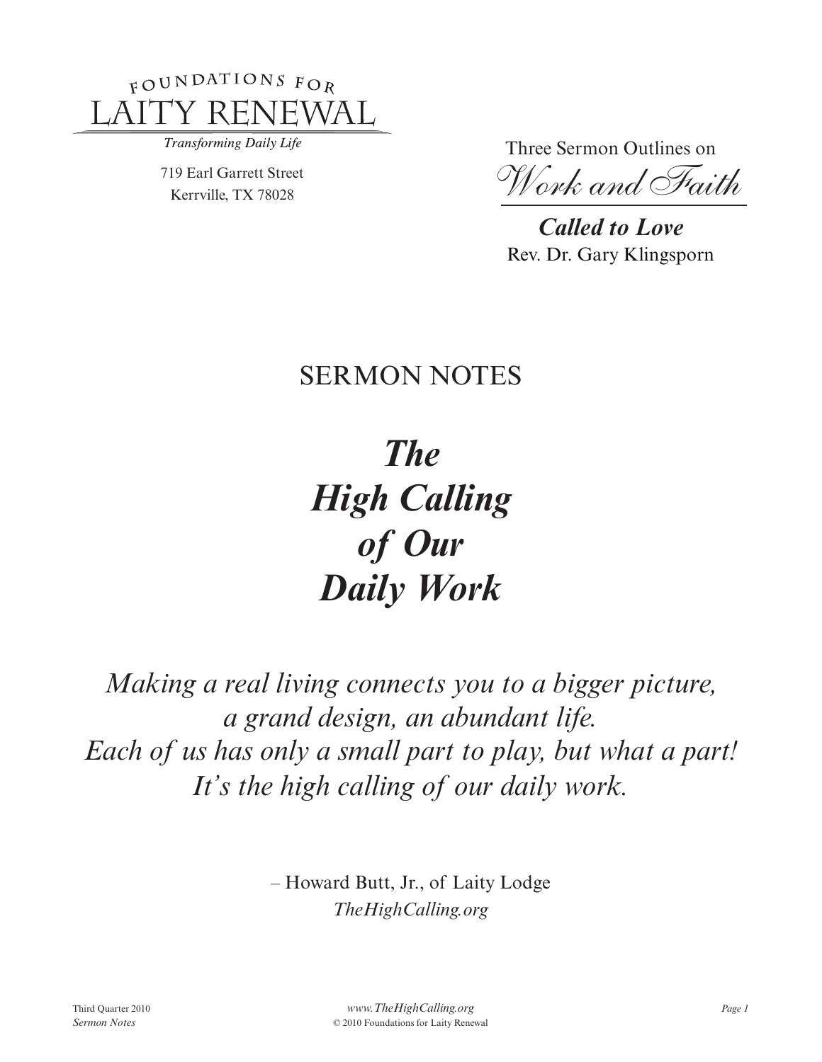FOUNDATIONS FOR
LAITY RENEWAL

*Transforming Daily Life*

719 Earl Garrett Street
Kerrville, TX 78028

Three Sermon Outlines on
*Work and Faith*

***Called to Love***
Rev. Dr. Gary Klingsporn

## SERMON NOTES

# *The High Calling of Our Daily Work*

*Making a real living connects you to a bigger picture, a grand design, an abundant life.*
*Each of us has only a small part to play, but what a part!*
*It's the high calling of our daily work.*

– Howard Butt, Jr., of Laity Lodge
*TheHighCalling.org*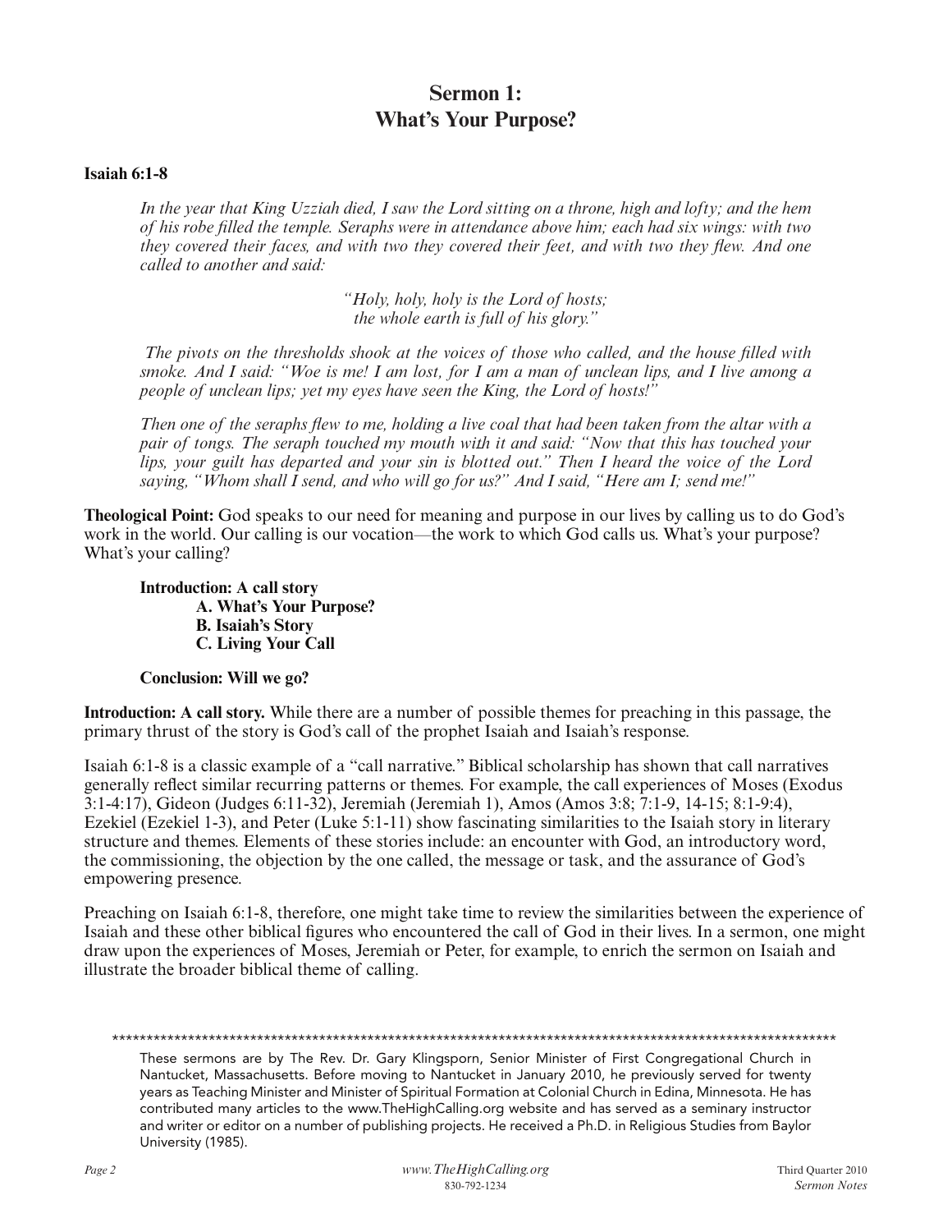# Sermon 1: What's Your Purpose?

**Isaiah 6:1-8**

> *In the year that King Uzziah died, I saw the Lord sitting on a throne, high and lofty; and the hem of his robe filled the temple. Seraphs were in attendance above him; each had six wings: with two they covered their faces, and with two they covered their feet, and with two they flew. And one called to another and said:*
>
> *"Holy, holy, holy is the Lord of hosts;*
> *the whole earth is full of his glory."*
>
> *The pivots on the thresholds shook at the voices of those who called, and the house filled with smoke. And I said: "Woe is me! I am lost, for I am a man of unclean lips, and I live among a people of unclean lips; yet my eyes have seen the King, the Lord of hosts!"*
>
> *Then one of the seraphs flew to me, holding a live coal that had been taken from the altar with a pair of tongs. The seraph touched my mouth with it and said: "Now that this has touched your lips, your guilt has departed and your sin is blotted out." Then I heard the voice of the Lord saying, "Whom shall I send, and who will go for us?" And I said, "Here am I; send me!"*

**Theological Point:** God speaks to our need for meaning and purpose in our lives by calling us to do God's work in the world. Our calling is our vocation—the work to which God calls us. What's your purpose? What's your calling?

**Introduction: A call story**
- **A. What's Your Purpose?**
- **B. Isaiah's Story**
- **C. Living Your Call**

**Conclusion: Will we go?**

**Introduction: A call story.** While there are a number of possible themes for preaching in this passage, the primary thrust of the story is God's call of the prophet Isaiah and Isaiah's response.

Isaiah 6:1-8 is a classic example of a "call narrative." Biblical scholarship has shown that call narratives generally reflect similar recurring patterns or themes. For example, the call experiences of Moses (Exodus 3:1-4:17), Gideon (Judges 6:11-32), Jeremiah (Jeremiah 1), Amos (Amos 3:8; 7:1-9, 14-15; 8:1-9:4), Ezekiel (Ezekiel 1-3), and Peter (Luke 5:1-11) show fascinating similarities to the Isaiah story in literary structure and themes. Elements of these stories include: an encounter with God, an introductory word, the commissioning, the objection by the one called, the message or task, and the assurance of God's empowering presence.

Preaching on Isaiah 6:1-8, therefore, one might take time to review the similarities between the experience of Isaiah and these other biblical figures who encountered the call of God in their lives. In a sermon, one might draw upon the experiences of Moses, Jeremiah or Peter, for example, to enrich the sermon on Isaiah and illustrate the broader biblical theme of calling.

---

These sermons are by The Rev. Dr. Gary Klingsporn, Senior Minister of First Congregational Church in Nantucket, Massachusetts. Before moving to Nantucket in January 2010, he previously served for twenty years as Teaching Minister and Minister of Spiritual Formation at Colonial Church in Edina, Minnesota. He has contributed many articles to the www.TheHighCalling.org website and has served as a seminary instructor and writer or editor on a number of publishing projects. He received a Ph.D. in Religious Studies from Baylor University (1985).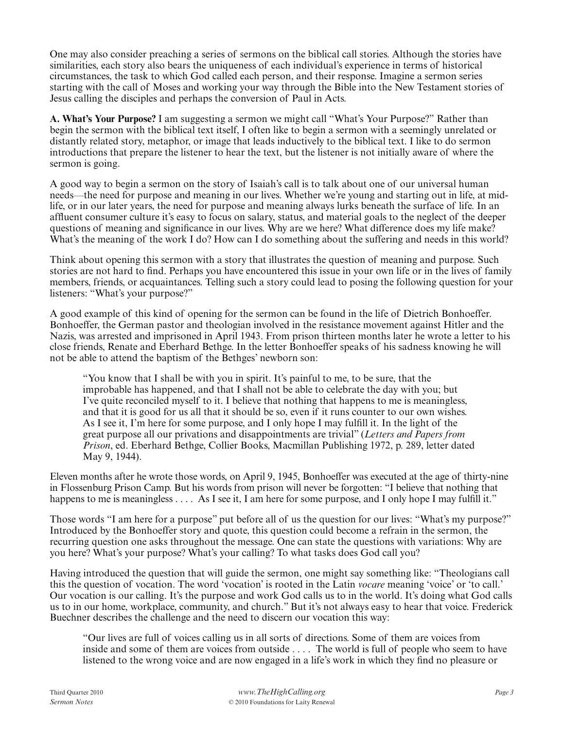One may also consider preaching a series of sermons on the biblical call stories. Although the stories have similarities, each story also bears the uniqueness of each individual's experience in terms of historical circumstances, the task to which God called each person, and their response. Imagine a sermon series starting with the call of Moses and working your way through the Bible into the New Testament stories of Jesus calling the disciples and perhaps the conversion of Paul in Acts.

**A. What's Your Purpose?** I am suggesting a sermon we might call "What's Your Purpose?" Rather than begin the sermon with the biblical text itself, I often like to begin a sermon with a seemingly unrelated or distantly related story, metaphor, or image that leads inductively to the biblical text. I like to do sermon introductions that prepare the listener to hear the text, but the listener is not initially aware of where the sermon is going.

A good way to begin a sermon on the story of Isaiah's call is to talk about one of our universal human needs—the need for purpose and meaning in our lives. Whether we're young and starting out in life, at mid-life, or in our later years, the need for purpose and meaning always lurks beneath the surface of life. In an affluent consumer culture it's easy to focus on salary, status, and material goals to the neglect of the deeper questions of meaning and significance in our lives. Why are we here? What difference does my life make? What's the meaning of the work I do? How can I do something about the suffering and needs in this world?

Think about opening this sermon with a story that illustrates the question of meaning and purpose. Such stories are not hard to find. Perhaps you have encountered this issue in your own life or in the lives of family members, friends, or acquaintances. Telling such a story could lead to posing the following question for your listeners: "What's your purpose?"

A good example of this kind of opening for the sermon can be found in the life of Dietrich Bonhoeffer. Bonhoeffer, the German pastor and theologian involved in the resistance movement against Hitler and the Nazis, was arrested and imprisoned in April 1943. From prison thirteen months later he wrote a letter to his close friends, Renate and Eberhard Bethge. In the letter Bonhoeffer speaks of his sadness knowing he will not be able to attend the baptism of the Bethges' newborn son:

> "You know that I shall be with you in spirit. It's painful to me, to be sure, that the improbable has happened, and that I shall not be able to celebrate the day with you; but I've quite reconciled myself to it. I believe that nothing that happens to me is meaningless, and that it is good for us all that it should be so, even if it runs counter to our own wishes. As I see it, I'm here for some purpose, and I only hope I may fulfill it. In the light of the great purpose all our privations and disappointments are trivial" (*Letters and Papers from Prison*, ed. Eberhard Bethge, Collier Books, Macmillan Publishing 1972, p. 289, letter dated May 9, 1944).

Eleven months after he wrote those words, on April 9, 1945, Bonhoeffer was executed at the age of thirty-nine in Flossenburg Prison Camp. But his words from prison will never be forgotten: "I believe that nothing that happens to me is meaningless . . . . As I see it, I am here for some purpose, and I only hope I may fulfill it."

Those words "I am here for a purpose" put before all of us the question for our lives: "What's my purpose?" Introduced by the Bonhoeffer story and quote, this question could become a refrain in the sermon, the recurring question one asks throughout the message. One can state the questions with variations: Why are you here? What's your purpose? What's your calling? To what tasks does God call you?

Having introduced the question that will guide the sermon, one might say something like: "Theologians call this the question of vocation. The word 'vocation' is rooted in the Latin *vocare* meaning 'voice' or 'to call.' Our vocation is our calling. It's the purpose and work God calls us to in the world. It's doing what God calls us to in our home, workplace, community, and church." But it's not always easy to hear that voice. Frederick Buechner describes the challenge and the need to discern our vocation this way:

> "Our lives are full of voices calling us in all sorts of directions. Some of them are voices from inside and some of them are voices from outside . . . . The world is full of people who seem to have listened to the wrong voice and are now engaged in a life's work in which they find no pleasure or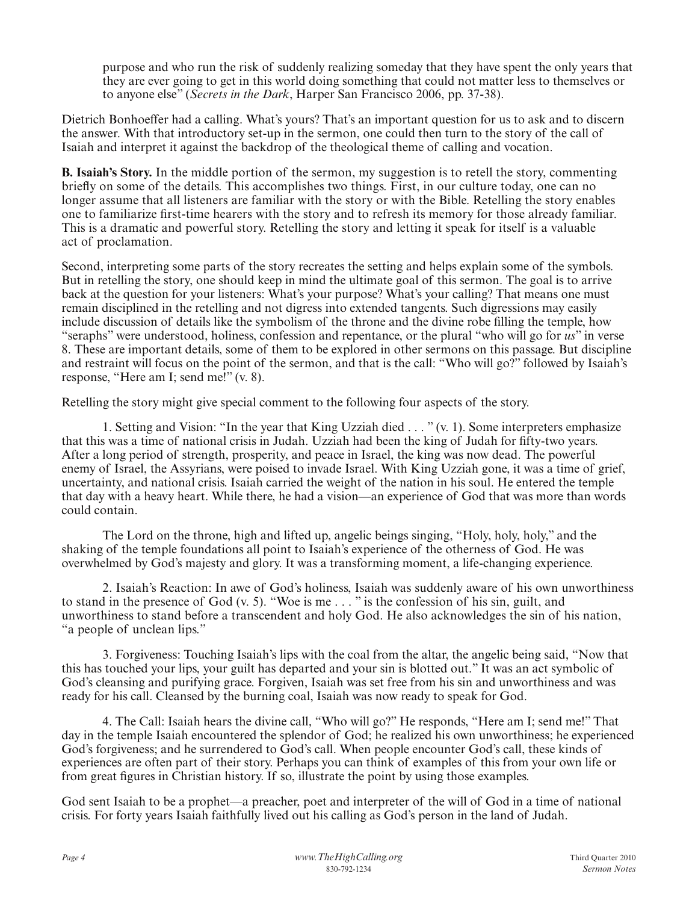purpose and who run the risk of suddenly realizing someday that they have spent the only years that they are ever going to get in this world doing something that could not matter less to themselves or to anyone else" (*Secrets in the Dark*, Harper San Francisco 2006, pp. 37-38).

Dietrich Bonhoeffer had a calling. What's yours? That's an important question for us to ask and to discern the answer. With that introductory set-up in the sermon, one could then turn to the story of the call of Isaiah and interpret it against the backdrop of the theological theme of calling and vocation.

**B. Isaiah's Story.** In the middle portion of the sermon, my suggestion is to retell the story, commenting briefly on some of the details. This accomplishes two things. First, in our culture today, one can no longer assume that all listeners are familiar with the story or with the Bible. Retelling the story enables one to familiarize first-time hearers with the story and to refresh its memory for those already familiar. This is a dramatic and powerful story. Retelling the story and letting it speak for itself is a valuable act of proclamation.

Second, interpreting some parts of the story recreates the setting and helps explain some of the symbols. But in retelling the story, one should keep in mind the ultimate goal of this sermon. The goal is to arrive back at the question for your listeners: What's your purpose? What's your calling? That means one must remain disciplined in the retelling and not digress into extended tangents. Such digressions may easily include discussion of details like the symbolism of the throne and the divine robe filling the temple, how "seraphs" were understood, holiness, confession and repentance, or the plural "who will go for *us*" in verse 8. These are important details, some of them to be explored in other sermons on this passage. But discipline and restraint will focus on the point of the sermon, and that is the call: "Who will go?" followed by Isaiah's response, "Here am I; send me!" (v. 8).

Retelling the story might give special comment to the following four aspects of the story.

1. Setting and Vision: "In the year that King Uzziah died . . . " (v. 1). Some interpreters emphasize that this was a time of national crisis in Judah. Uzziah had been the king of Judah for fifty-two years. After a long period of strength, prosperity, and peace in Israel, the king was now dead. The powerful enemy of Israel, the Assyrians, were poised to invade Israel. With King Uzziah gone, it was a time of grief, uncertainty, and national crisis. Isaiah carried the weight of the nation in his soul. He entered the temple that day with a heavy heart. While there, he had a vision—an experience of God that was more than words could contain.

The Lord on the throne, high and lifted up, angelic beings singing, "Holy, holy, holy," and the shaking of the temple foundations all point to Isaiah's experience of the otherness of God. He was overwhelmed by God's majesty and glory. It was a transforming moment, a life-changing experience.

2. Isaiah's Reaction: In awe of God's holiness, Isaiah was suddenly aware of his own unworthiness to stand in the presence of God (v. 5). "Woe is me . . . " is the confession of his sin, guilt, and unworthiness to stand before a transcendent and holy God. He also acknowledges the sin of his nation, "a people of unclean lips."

3. Forgiveness: Touching Isaiah's lips with the coal from the altar, the angelic being said, "Now that this has touched your lips, your guilt has departed and your sin is blotted out." It was an act symbolic of God's cleansing and purifying grace. Forgiven, Isaiah was set free from his sin and unworthiness and was ready for his call. Cleansed by the burning coal, Isaiah was now ready to speak for God.

4. The Call: Isaiah hears the divine call, "Who will go?" He responds, "Here am I; send me!" That day in the temple Isaiah encountered the splendor of God; he realized his own unworthiness; he experienced God's forgiveness; and he surrendered to God's call. When people encounter God's call, these kinds of experiences are often part of their story. Perhaps you can think of examples of this from your own life or from great figures in Christian history. If so, illustrate the point by using those examples.

God sent Isaiah to be a prophet—a preacher, poet and interpreter of the will of God in a time of national crisis. For forty years Isaiah faithfully lived out his calling as God's person in the land of Judah.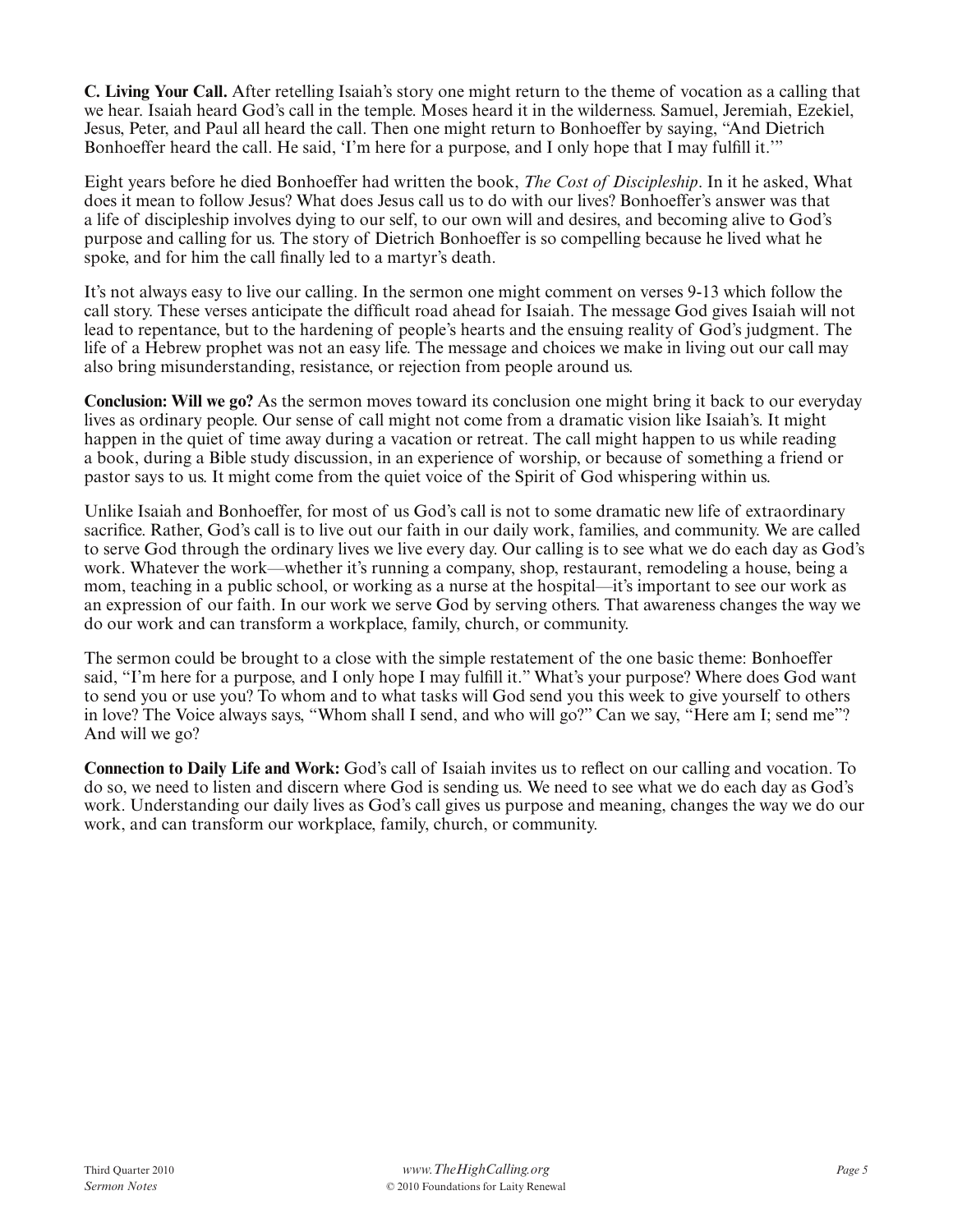**C. Living Your Call.** After retelling Isaiah's story one might return to the theme of vocation as a calling that we hear. Isaiah heard God's call in the temple. Moses heard it in the wilderness. Samuel, Jeremiah, Ezekiel, Jesus, Peter, and Paul all heard the call. Then one might return to Bonhoeffer by saying, "And Dietrich Bonhoeffer heard the call. He said, 'I'm here for a purpose, and I only hope that I may fulfill it.'"

Eight years before he died Bonhoeffer had written the book, *The Cost of Discipleship*. In it he asked, What does it mean to follow Jesus? What does Jesus call us to do with our lives? Bonhoeffer's answer was that a life of discipleship involves dying to our self, to our own will and desires, and becoming alive to God's purpose and calling for us. The story of Dietrich Bonhoeffer is so compelling because he lived what he spoke, and for him the call finally led to a martyr's death.

It's not always easy to live our calling. In the sermon one might comment on verses 9-13 which follow the call story. These verses anticipate the difficult road ahead for Isaiah. The message God gives Isaiah will not lead to repentance, but to the hardening of people's hearts and the ensuing reality of God's judgment. The life of a Hebrew prophet was not an easy life. The message and choices we make in living out our call may also bring misunderstanding, resistance, or rejection from people around us.

**Conclusion: Will we go?** As the sermon moves toward its conclusion one might bring it back to our everyday lives as ordinary people. Our sense of call might not come from a dramatic vision like Isaiah's. It might happen in the quiet of time away during a vacation or retreat. The call might happen to us while reading a book, during a Bible study discussion, in an experience of worship, or because of something a friend or pastor says to us. It might come from the quiet voice of the Spirit of God whispering within us.

Unlike Isaiah and Bonhoeffer, for most of us God's call is not to some dramatic new life of extraordinary sacrifice. Rather, God's call is to live out our faith in our daily work, families, and community. We are called to serve God through the ordinary lives we live every day. Our calling is to see what we do each day as God's work. Whatever the work—whether it's running a company, shop, restaurant, remodeling a house, being a mom, teaching in a public school, or working as a nurse at the hospital—it's important to see our work as an expression of our faith. In our work we serve God by serving others. That awareness changes the way we do our work and can transform a workplace, family, church, or community.

The sermon could be brought to a close with the simple restatement of the one basic theme: Bonhoeffer said, "I'm here for a purpose, and I only hope I may fulfill it." What's your purpose? Where does God want to send you or use you? To whom and to what tasks will God send you this week to give yourself to others in love? The Voice always says, "Whom shall I send, and who will go?" Can we say, "Here am I; send me"? And will we go?

**Connection to Daily Life and Work:** God's call of Isaiah invites us to reflect on our calling and vocation. To do so, we need to listen and discern where God is sending us. We need to see what we do each day as God's work. Understanding our daily lives as God's call gives us purpose and meaning, changes the way we do our work, and can transform our workplace, family, church, or community.